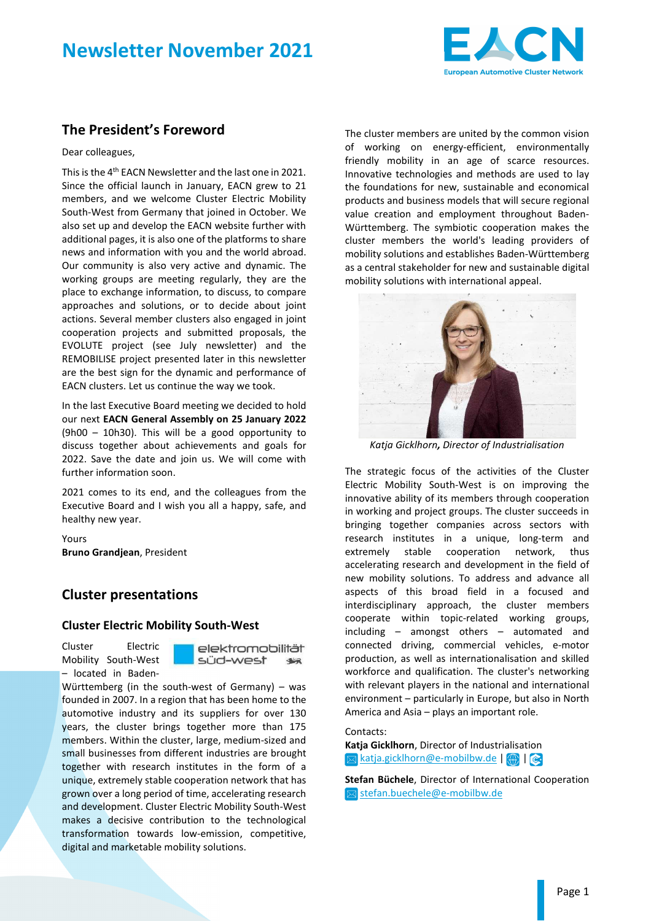# Newsletter November 2021

## The President's Foreword

Dear colleagues,

This is the 4th EACN Newsletter and the last one in 2021. Since the official launch in January, EACN grew to 21 members, and we welcome Cluster Electric Mobility South-West from Germany that joined in October. We also set up and develop the EACN website further with additional pages, it is also one of the platforms to share news and information with you and the world abroad. Our community is also very active and dynamic. The working groups are meeting regularly, they are the place to exchange information, to discuss, to compare approaches and solutions, or to decide about joint actions. Several member clusters also engaged in joint cooperation projects and submitted proposals, the EVOLUTE project (see July newsletter) and the REMOBILISE project presented later in this newsletter are the best sign for the dynamic and performance of EACN clusters. Let us continue the way we took.

In the last Executive Board meeting we decided to hold our next **EACN General Assembly on 25 January 2022** (9h00 – 10h30). This will be a good opportunity to discuss together about achievements and goals for 2022. Save the date and join us. We will come with further information soon.

2021 comes to its end, and the colleagues from the Executive Board and I wish you all a happy, safe, and healthy new year.

Yours
**Bruno Grandjean**, President

## Cluster presentations

### Cluster Electric Mobility South-West

Cluster Electric Mobility South-West – located in Baden-Württemberg (in the south-west of Germany) – was founded in 2007. In a region that has been home to the automotive industry and its suppliers for over 130 years, the cluster brings together more than 175 members. Within the cluster, large, medium-sized and small businesses from different industries are brought together with research institutes in the form of a unique, extremely stable cooperation network that has grown over a long period of time, accelerating research and development. Cluster Electric Mobility South-West makes a decisive contribution to the technological transformation towards low-emission, competitive, digital and marketable mobility solutions.

The cluster members are united by the common vision of working on energy-efficient, environmentally friendly mobility in an age of scarce resources. Innovative technologies and methods are used to lay the foundations for new, sustainable and economical products and business models that will secure regional value creation and employment throughout Baden-Württemberg. The symbiotic cooperation makes the cluster members the world's leading providers of mobility solutions and establishes Baden-Württemberg as a central stakeholder for new and sustainable digital mobility solutions with international appeal.

*Katja Gicklhorn, Director of Industrialisation*

The strategic focus of the activities of the Cluster Electric Mobility South-West is on improving the innovative ability of its members through cooperation in working and project groups. The cluster succeeds in bringing together companies across sectors with research institutes in a unique, long-term and extremely stable cooperation network, thus accelerating research and development in the field of new mobility solutions. To address and advance all aspects of this broad field in a focused and interdisciplinary approach, the cluster members cooperate within topic-related working groups, including – amongst others – automated and connected driving, commercial vehicles, e-motor production, as well as internationalisation and skilled workforce and qualification. The cluster's networking with relevant players in the national and international environment – particularly in Europe, but also in North America and Asia – plays an important role.

Contacts:
**Katja Gicklhorn**, Director of Industrialisation
katja.gicklhorn@e-mobilbw.de | |

**Stefan Büchele**, Director of International Cooperation
stefan.buechele@e-mobilbw.de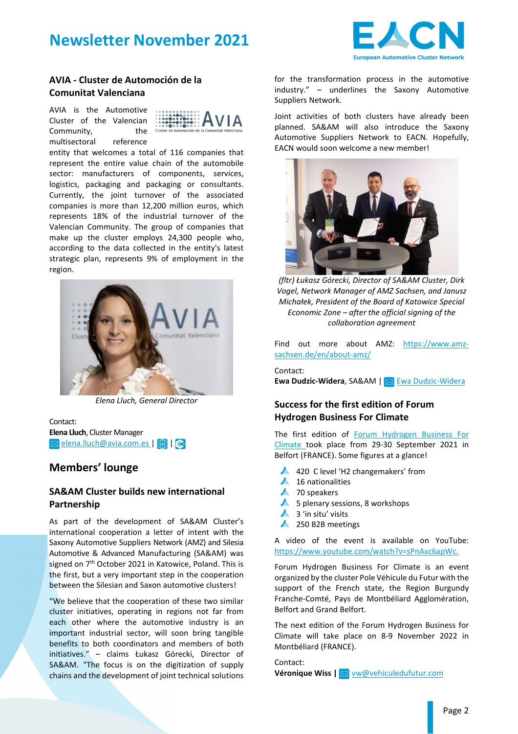## AVIA - Cluster de Automoción de la Comunitat Valenciana

AVIA is the Automotive Cluster of the Valencian Community, the multisectoral reference entity that welcomes a total of 116 companies that represent the entire value chain of the automobile sector: manufacturers of components, services, logistics, packaging and packaging or consultants. Currently, the joint turnover of the associated companies is more than 12,200 million euros, which represents 18% of the industrial turnover of the Valencian Community. The group of companies that make up the cluster employs 24,300 people who, according to the data collected in the entity's latest strategic plan, represents 9% of employment in the region.

*Elena Lluch, General Director*

Contact:
**Elena Lluch**, Cluster Manager
elena.lluch@avia.com.es | |

# Members' lounge

## SA&AM Cluster builds new international Partnership

As part of the development of SA&AM Cluster's international cooperation a letter of intent with the Saxony Automotive Suppliers Network (AMZ) and Silesia Automotive & Advanced Manufacturing (SA&AM) was signed on 7th October 2021 in Katowice, Poland. This is the first, but a very important step in the cooperation between the Silesian and Saxon automotive clusters!

"We believe that the cooperation of these two similar cluster initiatives, operating in regions not far from each other where the automotive industry is an important industrial sector, will soon bring tangible benefits to both coordinators and members of both initiatives." – claims Łukasz Górecki, Director of SA&AM. "The focus is on the digitization of supply chains and the development of joint technical solutions for the transformation process in the automotive industry." – underlines the Saxony Automotive Suppliers Network.

Joint activities of both clusters have already been planned. SA&AM will also introduce the Saxony Automotive Suppliers Network to EACN. Hopefully, EACN would soon welcome a new member!

*(fltr) Łukasz Górecki, Director of SA&AM Cluster, Dirk Vogel, Network Manager of AMZ Sachsen, and Janusz Michałek, President of the Board of Katowice Special Economic Zone – after the official signing of the collaboration agreement*

Find out more about AMZ: https://www.amz-sachsen.de/en/about-amz/

Contact:
**Ewa Dudzic-Widera**, SA&AM | Ewa Dudzic-Widera

## Success for the first edition of Forum Hydrogen Business For Climate

The first edition of Forum Hydrogen Business For Climate took place from 29-30 September 2021 in Belfort (FRANCE). Some figures at a glance!

- 420 C level 'H2 changemakers' from
- 16 nationalities
- 70 speakers
- 5 plenary sessions, 8 workshops
- 3 'in situ' visits
- 250 B2B meetings

A video of the event is available on YouTube: https://www.youtube.com/watch?v=sPnAxc6apWc.

Forum Hydrogen Business For Climate is an event organized by the cluster Pole Véhicule du Futur with the support of the French state, the Region Burgundy Franche-Comté, Pays de Montbéliard Agglomération, Belfort and Grand Belfort.

The next edition of the Forum Hydrogen Business for Climate will take place on 8-9 November 2022 in Montbéliard (FRANCE).

Contact:
**Véronique Wiss** | vw@vehiculedufutur.com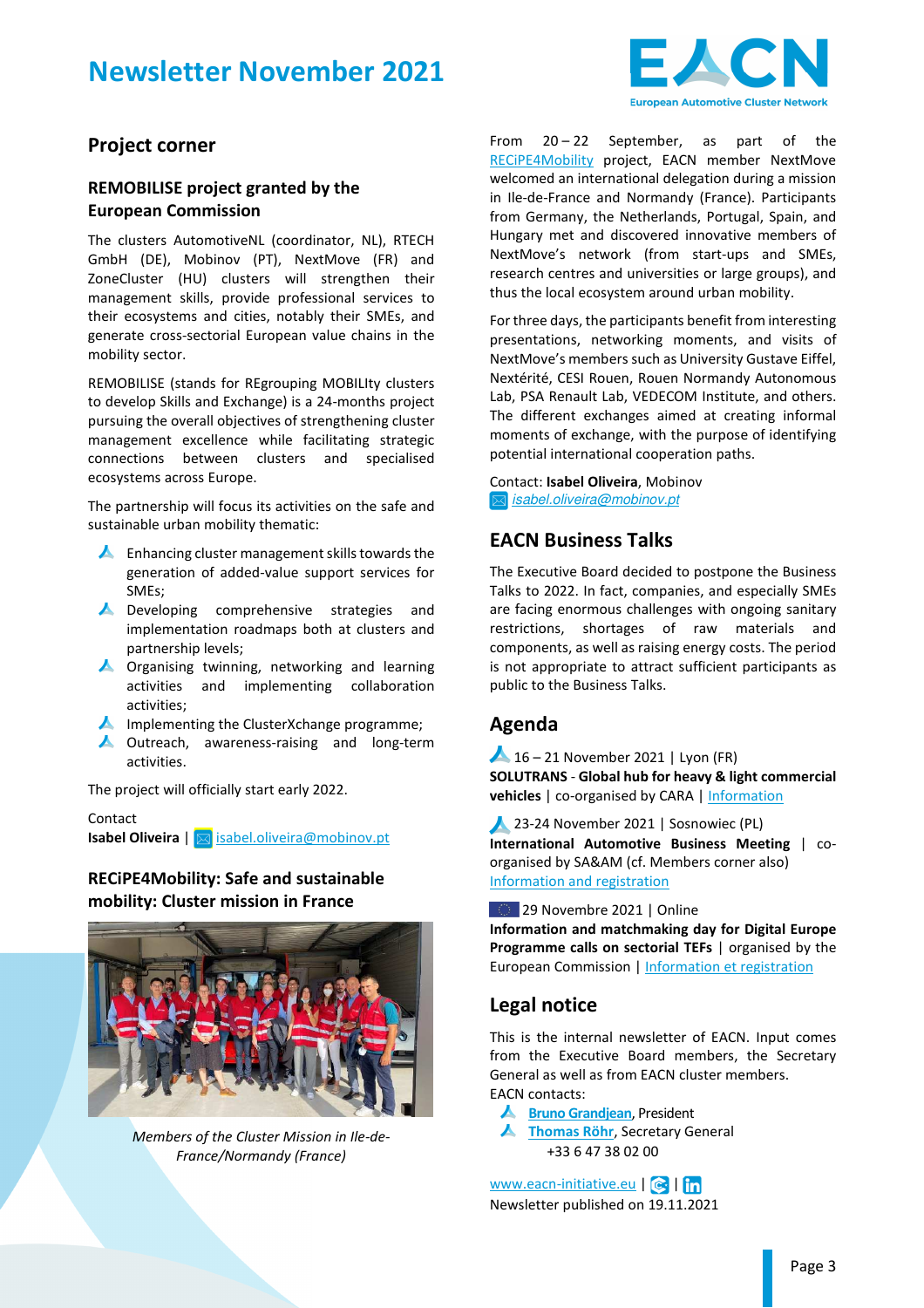# Newsletter November 2021

## Project corner

### REMOBILISE project granted by the European Commission

The clusters AutomotiveNL (coordinator, NL), RTECH GmbH (DE), Mobinov (PT), NextMove (FR) and ZoneCluster (HU) clusters will strengthen their management skills, provide professional services to their ecosystems and cities, notably their SMEs, and generate cross-sectorial European value chains in the mobility sector.

REMOBILISE (stands for REgrouping MOBILIty clusters to develop Skills and Exchange) is a 24-months project pursuing the overall objectives of strengthening cluster management excellence while facilitating strategic connections between clusters and specialised ecosystems across Europe.

The partnership will focus its activities on the safe and sustainable urban mobility thematic:

- Enhancing cluster management skills towards the generation of added-value support services for SMEs;
- Developing comprehensive strategies and implementation roadmaps both at clusters and partnership levels;
- Organising twinning, networking and learning activities and implementing collaboration activities;
- Implementing the ClusterXchange programme;
- Outreach, awareness-raising and long-term activities.

The project will officially start early 2022.

Contact
**Isabel Oliveira** | isabel.oliveira@mobinov.pt

### RECiPE4Mobility: Safe and sustainable mobility: Cluster mission in France

*Members of the Cluster Mission in Ile-de-France/Normandy (France)*

From 20 – 22 September, as part of the RECiPE4Mobility project, EACN member NextMove welcomed an international delegation during a mission in Ile-de-France and Normandy (France). Participants from Germany, the Netherlands, Portugal, Spain, and Hungary met and discovered innovative members of NextMove's network (from start-ups and SMEs, research centres and universities or large groups), and thus the local ecosystem around urban mobility.

For three days, the participants benefit from interesting presentations, networking moments, and visits of NextMove's members such as University Gustave Eiffel, Nextérité, CESI Rouen, Rouen Normandy Autonomous Lab, PSA Renault Lab, VEDECOM Institute, and others. The different exchanges aimed at creating informal moments of exchange, with the purpose of identifying potential international cooperation paths.

Contact: **Isabel Oliveira**, Mobinov
*isabel.oliveira@mobinov.pt*

## EACN Business Talks

The Executive Board decided to postpone the Business Talks to 2022. In fact, companies, and especially SMEs are facing enormous challenges with ongoing sanitary restrictions, shortages of raw materials and components, as well as raising energy costs. The period is not appropriate to attract sufficient participants as public to the Business Talks.

## Agenda

16 – 21 November 2021 | Lyon (FR)
**SOLUTRANS** - **Global hub for heavy & light commercial vehicles** | co-organised by CARA | Information

23-24 November 2021 | Sosnowiec (PL)
**International Automotive Business Meeting** | co-organised by SA&AM (cf. Members corner also)
Information and registration

29 Novembre 2021 | Online
**Information and matchmaking day for Digital Europe Programme calls on sectorial TEFs** | organised by the European Commission | Information et registration

## Legal notice

This is the internal newsletter of EACN. Input comes from the Executive Board members, the Secretary General as well as from EACN cluster members.
EACN contacts:

- **Bruno Grandjean**, President
- **Thomas Röhr**, Secretary General
  +33 6 47 38 02 00

www.eacn-initiative.eu |  | 
Newsletter published on 19.11.2021